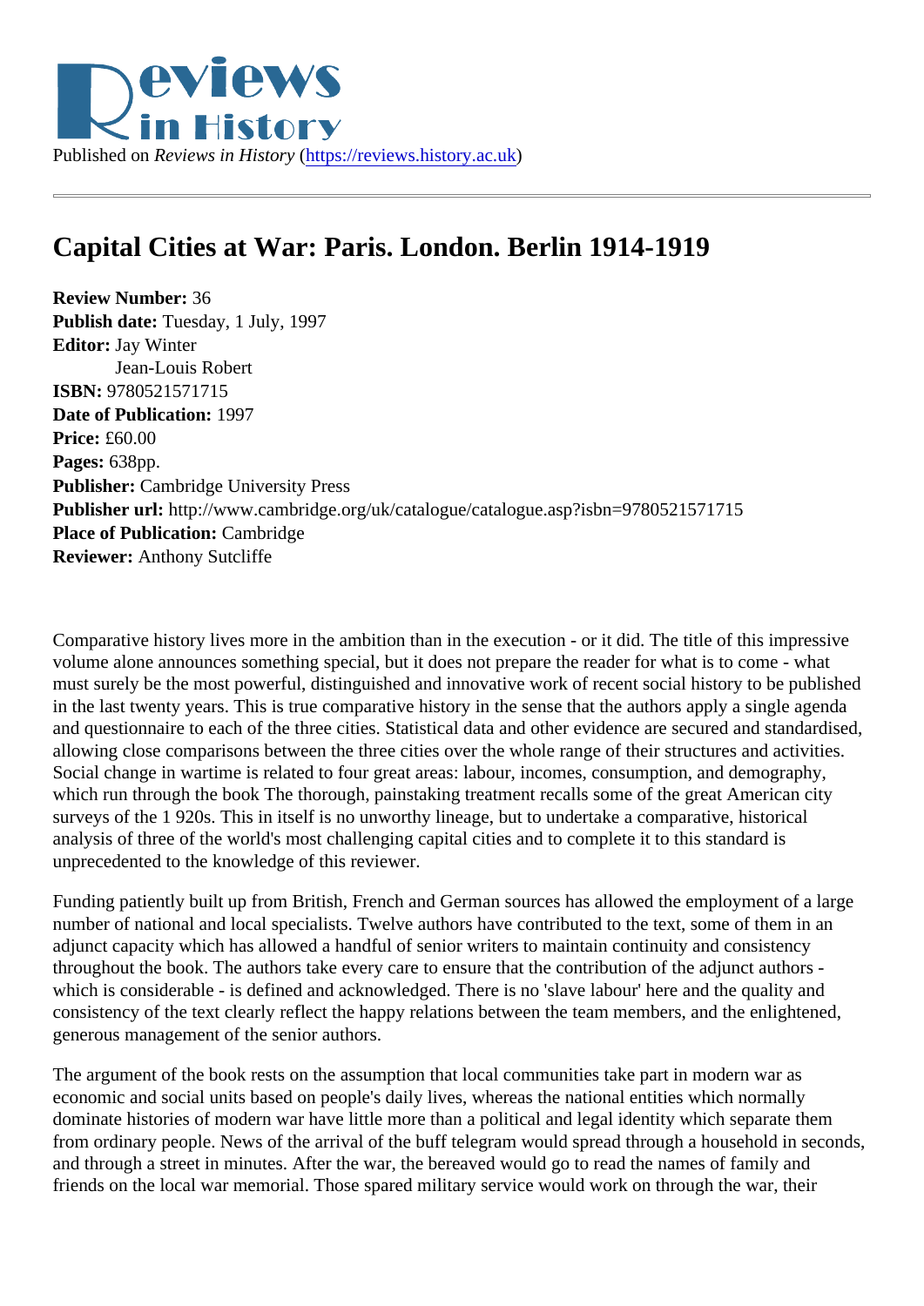Published on *Reviews in History* (https://reviews.history.ac.uk)

# Capital Cities at War: Paris. London. Berlin 1914-1919

**Review Number:** 36
**Publish date:** Tuesday, 1 July, 1997
**Editor:** Jay Winter
Jean-Louis Robert
**ISBN:** 9780521571715
**Date of Publication:** 1997
**Price:** £60.00
**Pages:** 638pp.
**Publisher:** Cambridge University Press
**Publisher url:** http://www.cambridge.org/uk/catalogue/catalogue.asp?isbn=9780521571715
**Place of Publication:** Cambridge
**Reviewer:** Anthony Sutcliffe

Comparative history lives more in the ambition than in the execution - or it did. The title of this impressive volume alone announces something special, but it does not prepare the reader for what is to come - what must surely be the most powerful, distinguished and innovative work of recent social history to be published in the last twenty years. This is true comparative history in the sense that the authors apply a single agenda and questionnaire to each of the three cities. Statistical data and other evidence are secured and standardised, allowing close comparisons between the three cities over the whole range of their structures and activities. Social change in wartime is related to four great areas: labour, incomes, consumption, and demography, which run through the book The thorough, painstaking treatment recalls some of the great American city surveys of the 1 920s. This in itself is no unworthy lineage, but to undertake a comparative, historical analysis of three of the world's most challenging capital cities and to complete it to this standard is unprecedented to the knowledge of this reviewer.

Funding patiently built up from British, French and German sources has allowed the employment of a large number of national and local specialists. Twelve authors have contributed to the text, some of them in an adjunct capacity which has allowed a handful of senior writers to maintain continuity and consistency throughout the book. The authors take every care to ensure that the contribution of the adjunct authors - which is considerable - is defined and acknowledged. There is no 'slave labour' here and the quality and consistency of the text clearly reflect the happy relations between the team members, and the enlightened, generous management of the senior authors.

The argument of the book rests on the assumption that local communities take part in modern war as economic and social units based on people's daily lives, whereas the national entities which normally dominate histories of modern war have little more than a political and legal identity which separate them from ordinary people. News of the arrival of the buff telegram would spread through a household in seconds, and through a street in minutes. After the war, the bereaved would go to read the names of family and friends on the local war memorial. Those spared military service would work on through the war, their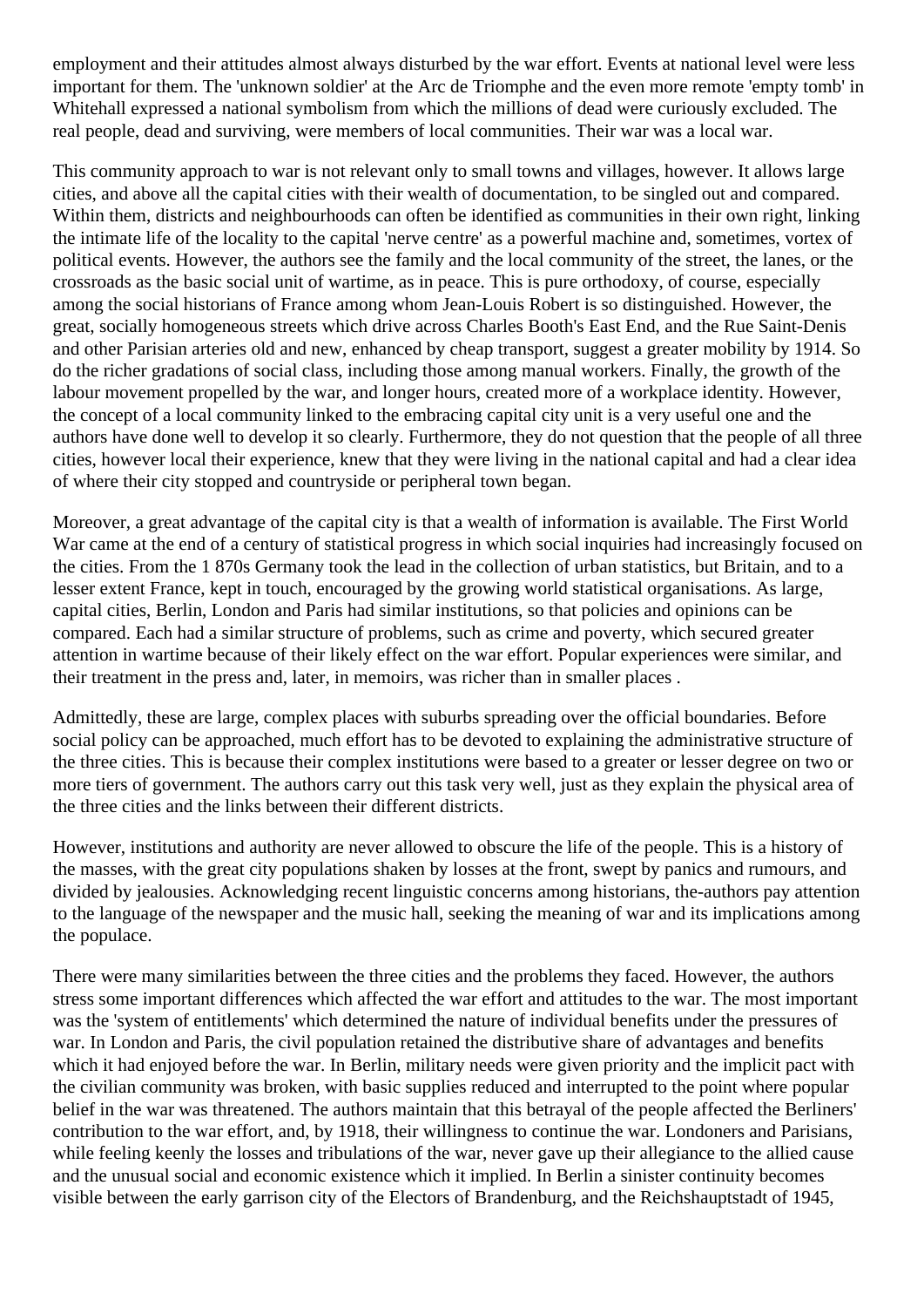employment and their attitudes almost always disturbed by the war effort. Events at national level were less important for them. The 'unknown soldier' at the Arc de Triomphe and the even more remote 'empty tomb' in Whitehall expressed a national symbolism from which the millions of dead were curiously excluded. The real people, dead and surviving, were members of local communities. Their war was a local war.

This community approach to war is not relevant only to small towns and villages, however. It allows large cities, and above all the capital cities with their wealth of documentation, to be singled out and compared. Within them, districts and neighbourhoods can often be identified as communities in their own right, linking the intimate life of the locality to the capital 'nerve centre' as a powerful machine and, sometimes, vortex of political events. However, the authors see the family and the local community of the street, the lanes, or the crossroads as the basic social unit of wartime, as in peace. This is pure orthodoxy, of course, especially among the social historians of France among whom Jean-Louis Robert is so distinguished. However, the great, socially homogeneous streets which drive across Charles Booth's East End, and the Rue Saint-Denis and other Parisian arteries old and new, enhanced by cheap transport, suggest a greater mobility by 1914. So do the richer gradations of social class, including those among manual workers. Finally, the growth of the labour movement propelled by the war, and longer hours, created more of a workplace identity. However, the concept of a local community linked to the embracing capital city unit is a very useful one and the authors have done well to develop it so clearly. Furthermore, they do not question that the people of all three cities, however local their experience, knew that they were living in the national capital and had a clear idea of where their city stopped and countryside or peripheral town began.

Moreover, a great advantage of the capital city is that a wealth of information is available. The First World War came at the end of a century of statistical progress in which social inquiries had increasingly focused on the cities. From the 1 870s Germany took the lead in the collection of urban statistics, but Britain, and to a lesser extent France, kept in touch, encouraged by the growing world statistical organisations. As large, capital cities, Berlin, London and Paris had similar institutions, so that policies and opinions can be compared. Each had a similar structure of problems, such as crime and poverty, which secured greater attention in wartime because of their likely effect on the war effort. Popular experiences were similar, and their treatment in the press and, later, in memoirs, was richer than in smaller places .

Admittedly, these are large, complex places with suburbs spreading over the official boundaries. Before social policy can be approached, much effort has to be devoted to explaining the administrative structure of the three cities. This is because their complex institutions were based to a greater or lesser degree on two or more tiers of government. The authors carry out this task very well, just as they explain the physical area of the three cities and the links between their different districts.

However, institutions and authority are never allowed to obscure the life of the people. This is a history of the masses, with the great city populations shaken by losses at the front, swept by panics and rumours, and divided by jealousies. Acknowledging recent linguistic concerns among historians, the-authors pay attention to the language of the newspaper and the music hall, seeking the meaning of war and its implications among the populace.

There were many similarities between the three cities and the problems they faced. However, the authors stress some important differences which affected the war effort and attitudes to the war. The most important was the 'system of entitlements' which determined the nature of individual benefits under the pressures of war. In London and Paris, the civil population retained the distributive share of advantages and benefits which it had enjoyed before the war. In Berlin, military needs were given priority and the implicit pact with the civilian community was broken, with basic supplies reduced and interrupted to the point where popular belief in the war was threatened. The authors maintain that this betrayal of the people affected the Berliners' contribution to the war effort, and, by 1918, their willingness to continue the war. Londoners and Parisians, while feeling keenly the losses and tribulations of the war, never gave up their allegiance to the allied cause and the unusual social and economic existence which it implied. In Berlin a sinister continuity becomes visible between the early garrison city of the Electors of Brandenburg, and the Reichshauptstadt of 1945,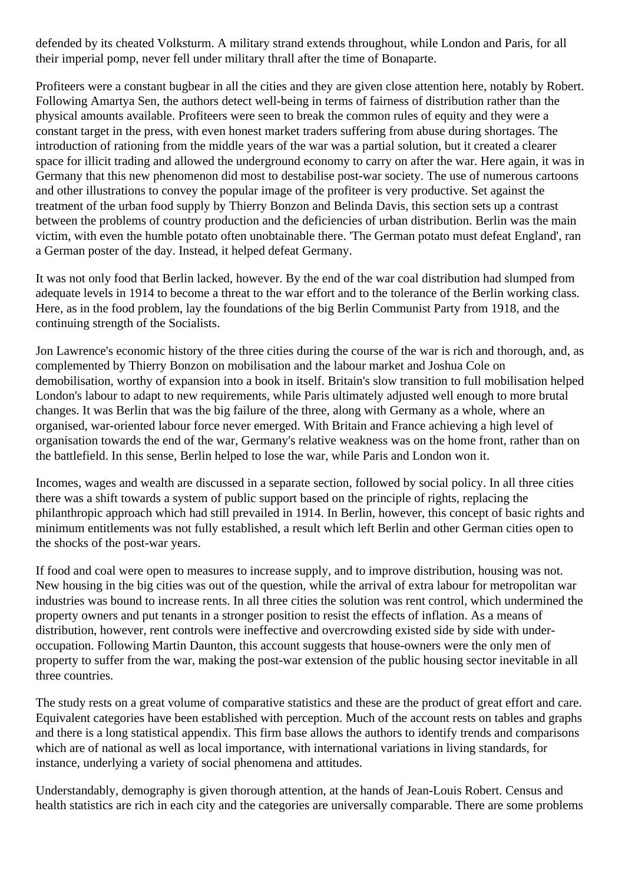defended by its cheated Volksturm. A military strand extends throughout, while London and Paris, for all their imperial pomp, never fell under military thrall after the time of Bonaparte.

Profiteers were a constant bugbear in all the cities and they are given close attention here, notably by Robert. Following Amartya Sen, the authors detect well-being in terms of fairness of distribution rather than the physical amounts available. Profiteers were seen to break the common rules of equity and they were a constant target in the press, with even honest market traders suffering from abuse during shortages. The introduction of rationing from the middle years of the war was a partial solution, but it created a clearer space for illicit trading and allowed the underground economy to carry on after the war. Here again, it was in Germany that this new phenomenon did most to destabilise post-war society. The use of numerous cartoons and other illustrations to convey the popular image of the profiteer is very productive. Set against the treatment of the urban food supply by Thierry Bonzon and Belinda Davis, this section sets up a contrast between the problems of country production and the deficiencies of urban distribution. Berlin was the main victim, with even the humble potato often unobtainable there. 'The German potato must defeat England', ran a German poster of the day. Instead, it helped defeat Germany.

It was not only food that Berlin lacked, however. By the end of the war coal distribution had slumped from adequate levels in 1914 to become a threat to the war effort and to the tolerance of the Berlin working class. Here, as in the food problem, lay the foundations of the big Berlin Communist Party from 1918, and the continuing strength of the Socialists.

Jon Lawrence's economic history of the three cities during the course of the war is rich and thorough, and, as complemented by Thierry Bonzon on mobilisation and the labour market and Joshua Cole on demobilisation, worthy of expansion into a book in itself. Britain's slow transition to full mobilisation helped London's labour to adapt to new requirements, while Paris ultimately adjusted well enough to more brutal changes. It was Berlin that was the big failure of the three, along with Germany as a whole, where an organised, war-oriented labour force never emerged. With Britain and France achieving a high level of organisation towards the end of the war, Germany's relative weakness was on the home front, rather than on the battlefield. In this sense, Berlin helped to lose the war, while Paris and London won it.

Incomes, wages and wealth are discussed in a separate section, followed by social policy. In all three cities there was a shift towards a system of public support based on the principle of rights, replacing the philanthropic approach which had still prevailed in 1914. In Berlin, however, this concept of basic rights and minimum entitlements was not fully established, a result which left Berlin and other German cities open to the shocks of the post-war years.

If food and coal were open to measures to increase supply, and to improve distribution, housing was not. New housing in the big cities was out of the question, while the arrival of extra labour for metropolitan war industries was bound to increase rents. In all three cities the solution was rent control, which undermined the property owners and put tenants in a stronger position to resist the effects of inflation. As a means of distribution, however, rent controls were ineffective and overcrowding existed side by side with under-occupation. Following Martin Daunton, this account suggests that house-owners were the only men of property to suffer from the war, making the post-war extension of the public housing sector inevitable in all three countries.

The study rests on a great volume of comparative statistics and these are the product of great effort and care. Equivalent categories have been established with perception. Much of the account rests on tables and graphs and there is a long statistical appendix. This firm base allows the authors to identify trends and comparisons which are of national as well as local importance, with international variations in living standards, for instance, underlying a variety of social phenomena and attitudes.

Understandably, demography is given thorough attention, at the hands of Jean-Louis Robert. Census and health statistics are rich in each city and the categories are universally comparable. There are some problems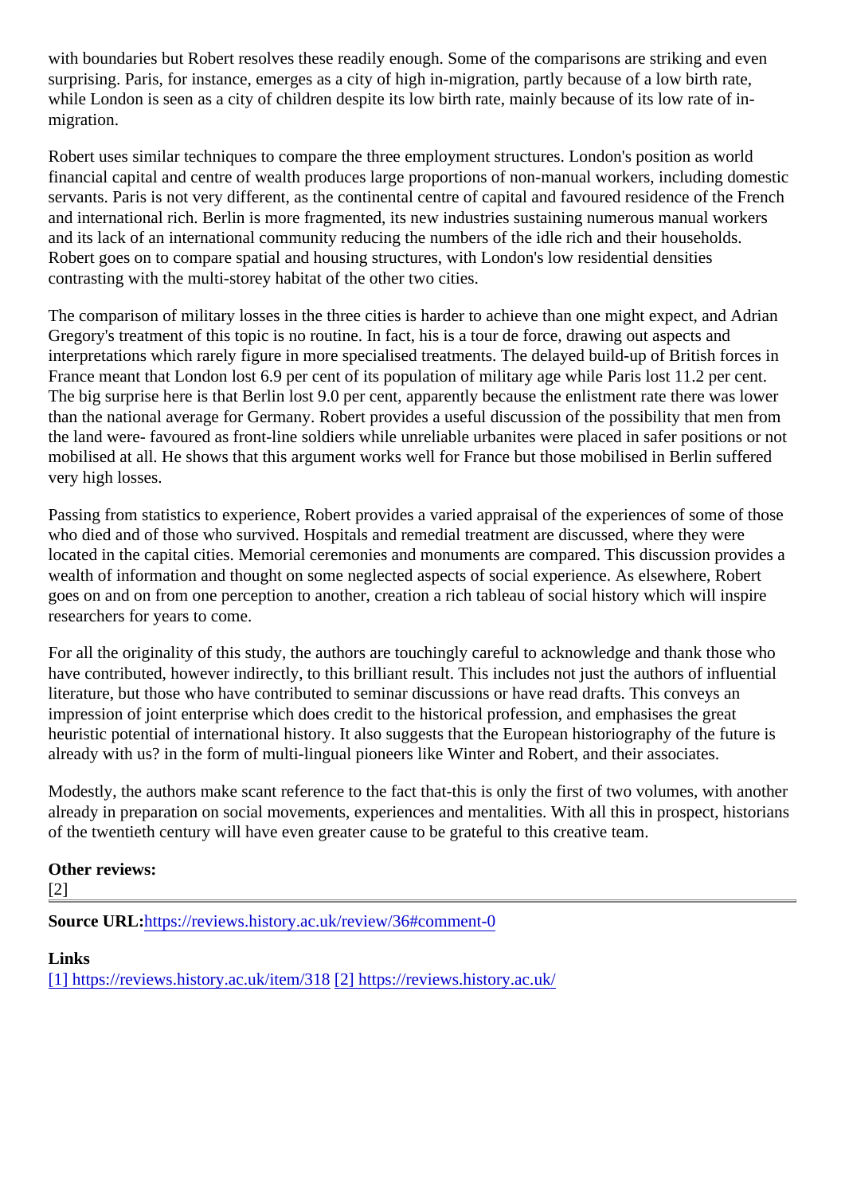with boundaries but Robert resolves these readily enough. Some of the comparisons are striking and even surprising. Paris, for instance, emerges as a city of high in-migration, partly because of a low birth rate, while London is seen as a city of children despite its low birth rate, mainly because of its low rate of in-migration.

Robert uses similar techniques to compare the three employment structures. London's position as world financial capital and centre of wealth produces large proportions of non-manual workers, including domestic servants. Paris is not very different, as the continental centre of capital and favoured residence of the French and international rich. Berlin is more fragmented, its new industries sustaining numerous manual workers and its lack of an international community reducing the numbers of the idle rich and their households. Robert goes on to compare spatial and housing structures, with London's low residential densities contrasting with the multi-storey habitat of the other two cities.

The comparison of military losses in the three cities is harder to achieve than one might expect, and Adrian Gregory's treatment of this topic is no routine. In fact, his is a tour de force, drawing out aspects and interpretations which rarely figure in more specialised treatments. The delayed build-up of British forces in France meant that London lost 6.9 per cent of its population of military age while Paris lost 11.2 per cent. The big surprise here is that Berlin lost 9.0 per cent, apparently because the enlistment rate there was lower than the national average for Germany. Robert provides a useful discussion of the possibility that men from the land were- favoured as front-line soldiers while unreliable urbanites were placed in safer positions or not mobilised at all. He shows that this argument works well for France but those mobilised in Berlin suffered very high losses.

Passing from statistics to experience, Robert provides a varied appraisal of the experiences of some of those who died and of those who survived. Hospitals and remedial treatment are discussed, where they were located in the capital cities. Memorial ceremonies and monuments are compared. This discussion provides a wealth of information and thought on some neglected aspects of social experience. As elsewhere, Robert goes on and on from one perception to another, creation a rich tableau of social history which will inspire researchers for years to come.

For all the originality of this study, the authors are touchingly careful to acknowledge and thank those who have contributed, however indirectly, to this brilliant result. This includes not just the authors of influential literature, but those who have contributed to seminar discussions or have read drafts. This conveys an impression of joint enterprise which does credit to the historical profession, and emphasises the great heuristic potential of international history. It also suggests that the European historiography of the future is already with us? in the form of multi-lingual pioneers like Winter and Robert, and their associates.

Modestly, the authors make scant reference to the fact that-this is only the first of two volumes, with another already in preparation on social movements, experiences and mentalities. With all this in prospect, historians of the twentieth century will have even greater cause to be grateful to this creative team.

**Other reviews:**
[2]

**Source URL:** https://reviews.history.ac.uk/review/36#comment-0

**Links**
[1] https://reviews.history.ac.uk/item/318 [2] https://reviews.history.ac.uk/